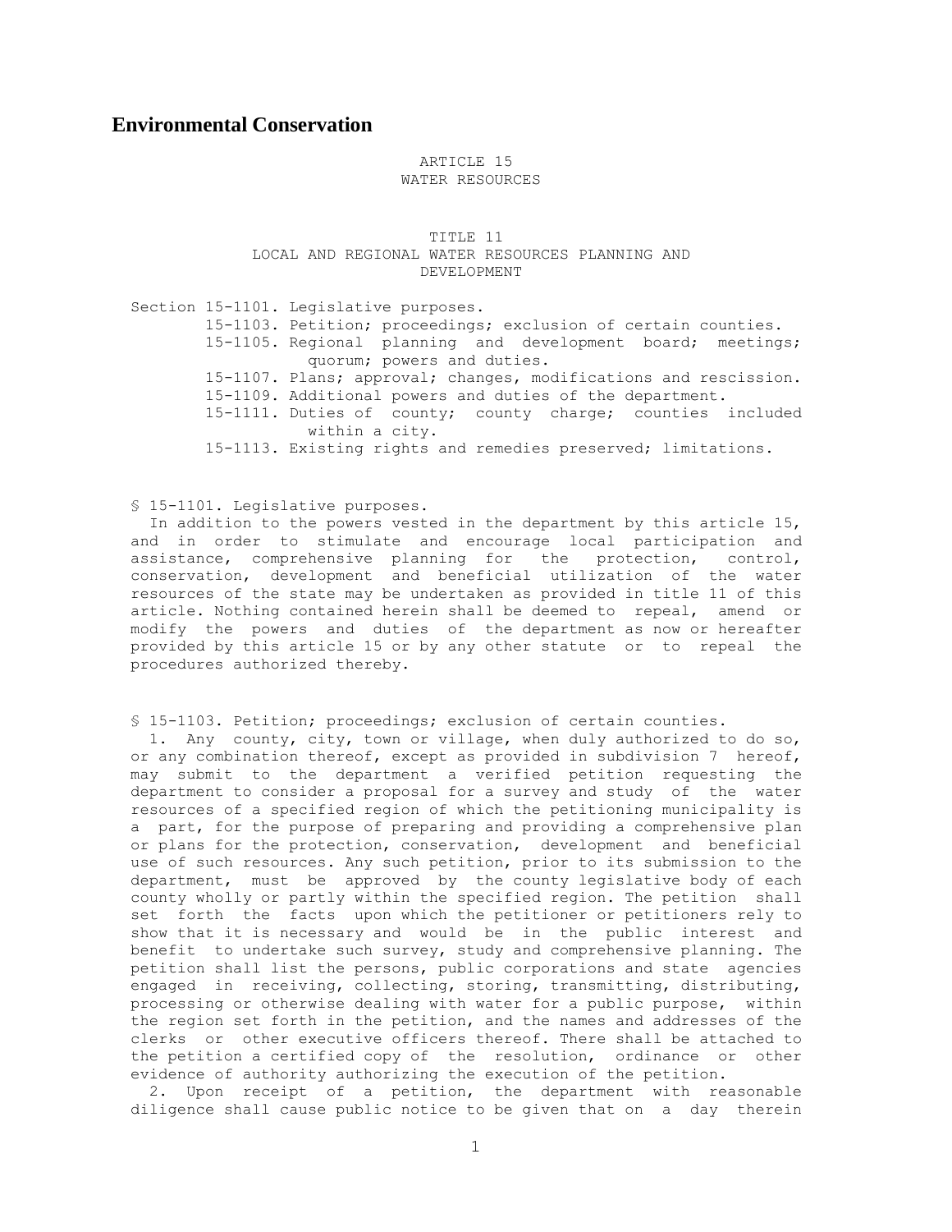# Environmental Conservation

ARTICLE 15
WATER RESOURCES

TITLE 11
LOCAL AND REGIONAL WATER RESOURCES PLANNING AND DEVELOPMENT

Section 15-1101. Legislative purposes.
15-1103. Petition; proceedings; exclusion of certain counties.
15-1105. Regional planning and development board; meetings; quorum; powers and duties.
15-1107. Plans; approval; changes, modifications and rescission.
15-1109. Additional powers and duties of the department.
15-1111. Duties of county; county charge; counties included within a city.
15-1113. Existing rights and remedies preserved; limitations.

§ 15-1101. Legislative purposes.

In addition to the powers vested in the department by this article 15, and in order to stimulate and encourage local participation and assistance, comprehensive planning for the protection, control, conservation, development and beneficial utilization of the water resources of the state may be undertaken as provided in title 11 of this article. Nothing contained herein shall be deemed to repeal, amend or modify the powers and duties of the department as now or hereafter provided by this article 15 or by any other statute or to repeal the procedures authorized thereby.

§ 15-1103. Petition; proceedings; exclusion of certain counties.

1. Any county, city, town or village, when duly authorized to do so, or any combination thereof, except as provided in subdivision 7 hereof, may submit to the department a verified petition requesting the department to consider a proposal for a survey and study of the water resources of a specified region of which the petitioning municipality is a part, for the purpose of preparing and providing a comprehensive plan or plans for the protection, conservation, development and beneficial use of such resources. Any such petition, prior to its submission to the department, must be approved by the county legislative body of each county wholly or partly within the specified region. The petition shall set forth the facts upon which the petitioner or petitioners rely to show that it is necessary and would be in the public interest and benefit to undertake such survey, study and comprehensive planning. The petition shall list the persons, public corporations and state agencies engaged in receiving, collecting, storing, transmitting, distributing, processing or otherwise dealing with water for a public purpose, within the region set forth in the petition, and the names and addresses of the clerks or other executive officers thereof. There shall be attached to the petition a certified copy of the resolution, ordinance or other evidence of authority authorizing the execution of the petition.

2. Upon receipt of a petition, the department with reasonable diligence shall cause public notice to be given that on a day therein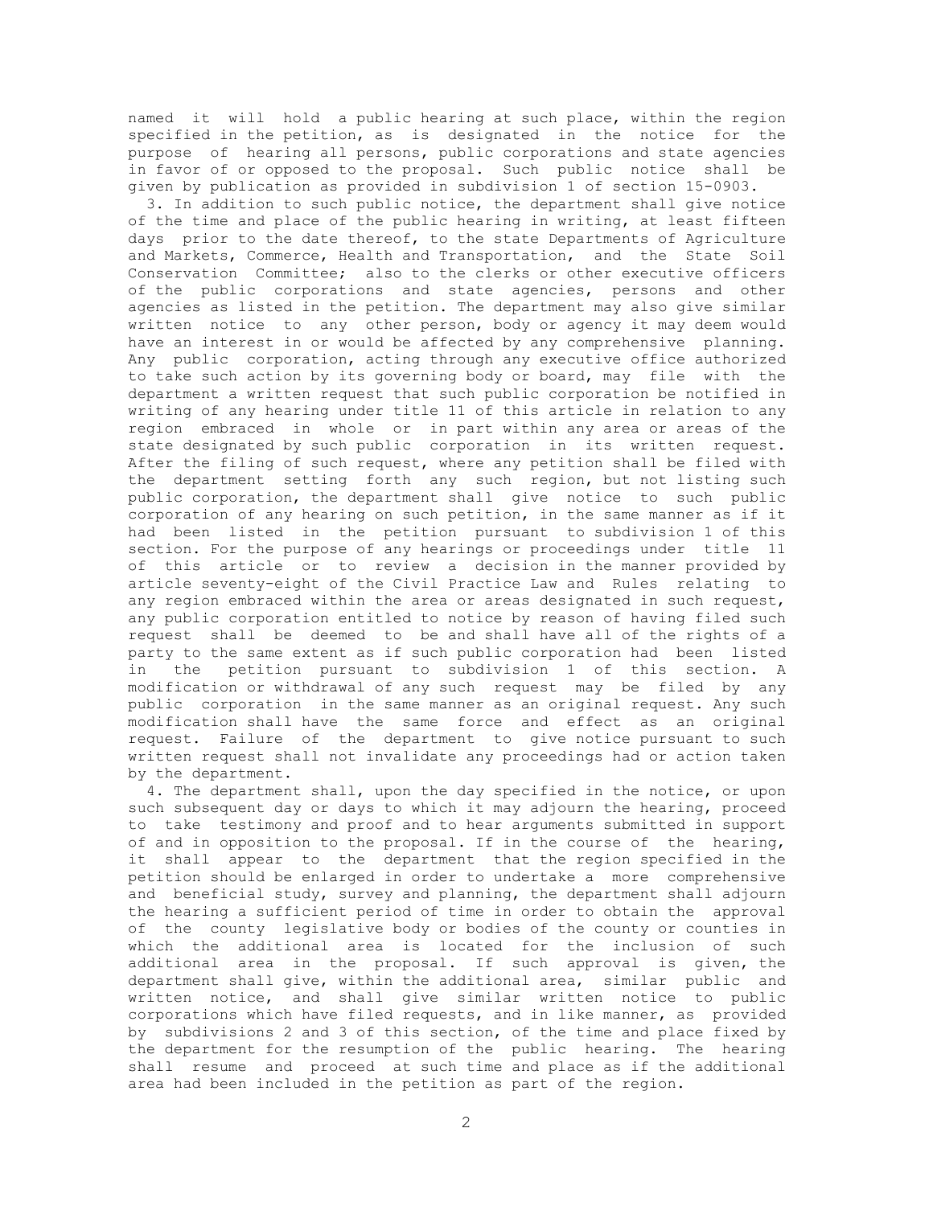named it will hold a public hearing at such place, within the region specified in the petition, as is designated in the notice for the purpose of hearing all persons, public corporations and state agencies in favor of or opposed to the proposal. Such public notice shall be given by publication as provided in subdivision 1 of section 15-0903.

3. In addition to such public notice, the department shall give notice of the time and place of the public hearing in writing, at least fifteen days prior to the date thereof, to the state Departments of Agriculture and Markets, Commerce, Health and Transportation, and the State Soil Conservation Committee; also to the clerks or other executive officers of the public corporations and state agencies, persons and other agencies as listed in the petition. The department may also give similar written notice to any other person, body or agency it may deem would have an interest in or would be affected by any comprehensive planning. Any public corporation, acting through any executive office authorized to take such action by its governing body or board, may file with the department a written request that such public corporation be notified in writing of any hearing under title 11 of this article in relation to any region embraced in whole or in part within any area or areas of the state designated by such public corporation in its written request. After the filing of such request, where any petition shall be filed with the department setting forth any such region, but not listing such public corporation, the department shall give notice to such public corporation of any hearing on such petition, in the same manner as if it had been listed in the petition pursuant to subdivision 1 of this section. For the purpose of any hearings or proceedings under title 11 of this article or to review a decision in the manner provided by article seventy-eight of the Civil Practice Law and Rules relating to any region embraced within the area or areas designated in such request, any public corporation entitled to notice by reason of having filed such request shall be deemed to be and shall have all of the rights of a party to the same extent as if such public corporation had been listed in the petition pursuant to subdivision 1 of this section. A modification or withdrawal of any such request may be filed by any public corporation in the same manner as an original request. Any such modification shall have the same force and effect as an original request. Failure of the department to give notice pursuant to such written request shall not invalidate any proceedings had or action taken by the department.

4. The department shall, upon the day specified in the notice, or upon such subsequent day or days to which it may adjourn the hearing, proceed to take testimony and proof and to hear arguments submitted in support of and in opposition to the proposal. If in the course of the hearing, it shall appear to the department that the region specified in the petition should be enlarged in order to undertake a more comprehensive and beneficial study, survey and planning, the department shall adjourn the hearing a sufficient period of time in order to obtain the approval of the county legislative body or bodies of the county or counties in which the additional area is located for the inclusion of such additional area in the proposal. If such approval is given, the department shall give, within the additional area, similar public and written notice, and shall give similar written notice to public corporations which have filed requests, and in like manner, as provided by subdivisions 2 and 3 of this section, of the time and place fixed by the department for the resumption of the public hearing. The hearing shall resume and proceed at such time and place as if the additional area had been included in the petition as part of the region.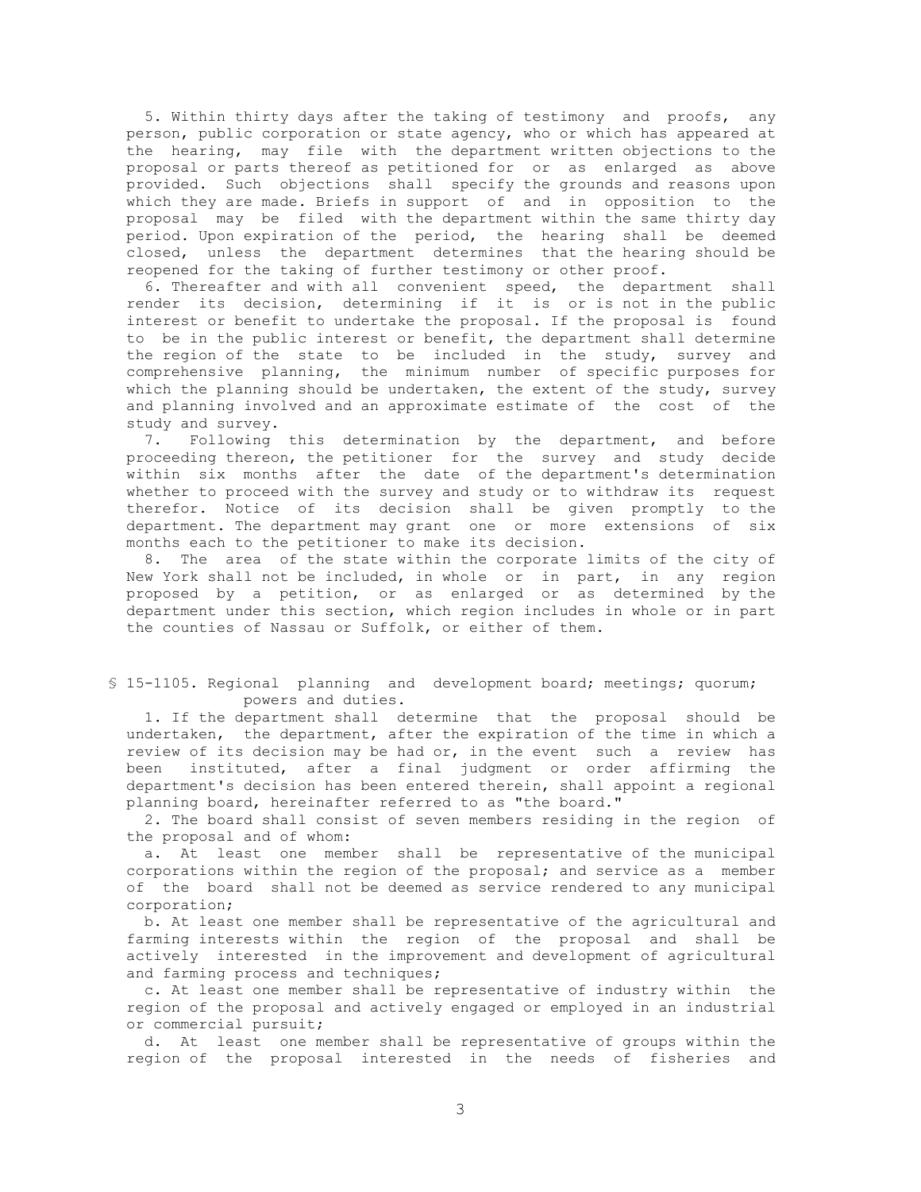5. Within thirty days after the taking of testimony and proofs, any person, public corporation or state agency, who or which has appeared at the hearing, may file with the department written objections to the proposal or parts thereof as petitioned for or as enlarged as above provided. Such objections shall specify the grounds and reasons upon which they are made. Briefs in support of and in opposition to the proposal may be filed with the department within the same thirty day period. Upon expiration of the period, the hearing shall be deemed closed, unless the department determines that the hearing should be reopened for the taking of further testimony or other proof.

6. Thereafter and with all convenient speed, the department shall render its decision, determining if it is or is not in the public interest or benefit to undertake the proposal. If the proposal is found to be in the public interest or benefit, the department shall determine the region of the state to be included in the study, survey and comprehensive planning, the minimum number of specific purposes for which the planning should be undertaken, the extent of the study, survey and planning involved and an approximate estimate of the cost of the study and survey.

7. Following this determination by the department, and before proceeding thereon, the petitioner for the survey and study decide within six months after the date of the department's determination whether to proceed with the survey and study or to withdraw its request therefor. Notice of its decision shall be given promptly to the department. The department may grant one or more extensions of six months each to the petitioner to make its decision.

8. The area of the state within the corporate limits of the city of New York shall not be included, in whole or in part, in any region proposed by a petition, or as enlarged or as determined by the department under this section, which region includes in whole or in part the counties of Nassau or Suffolk, or either of them.

§ 15-1105. Regional planning and development board; meetings; quorum; powers and duties.

1. If the department shall determine that the proposal should be undertaken, the department, after the expiration of the time in which a review of its decision may be had or, in the event such a review has been instituted, after a final judgment or order affirming the department's decision has been entered therein, shall appoint a regional planning board, hereinafter referred to as "the board."

2. The board shall consist of seven members residing in the region of the proposal and of whom:

a. At least one member shall be representative of the municipal corporations within the region of the proposal; and service as a member of the board shall not be deemed as service rendered to any municipal corporation;

b. At least one member shall be representative of the agricultural and farming interests within the region of the proposal and shall be actively interested in the improvement and development of agricultural and farming process and techniques;

c. At least one member shall be representative of industry within the region of the proposal and actively engaged or employed in an industrial or commercial pursuit;

d. At least one member shall be representative of groups within the region of the proposal interested in the needs of fisheries and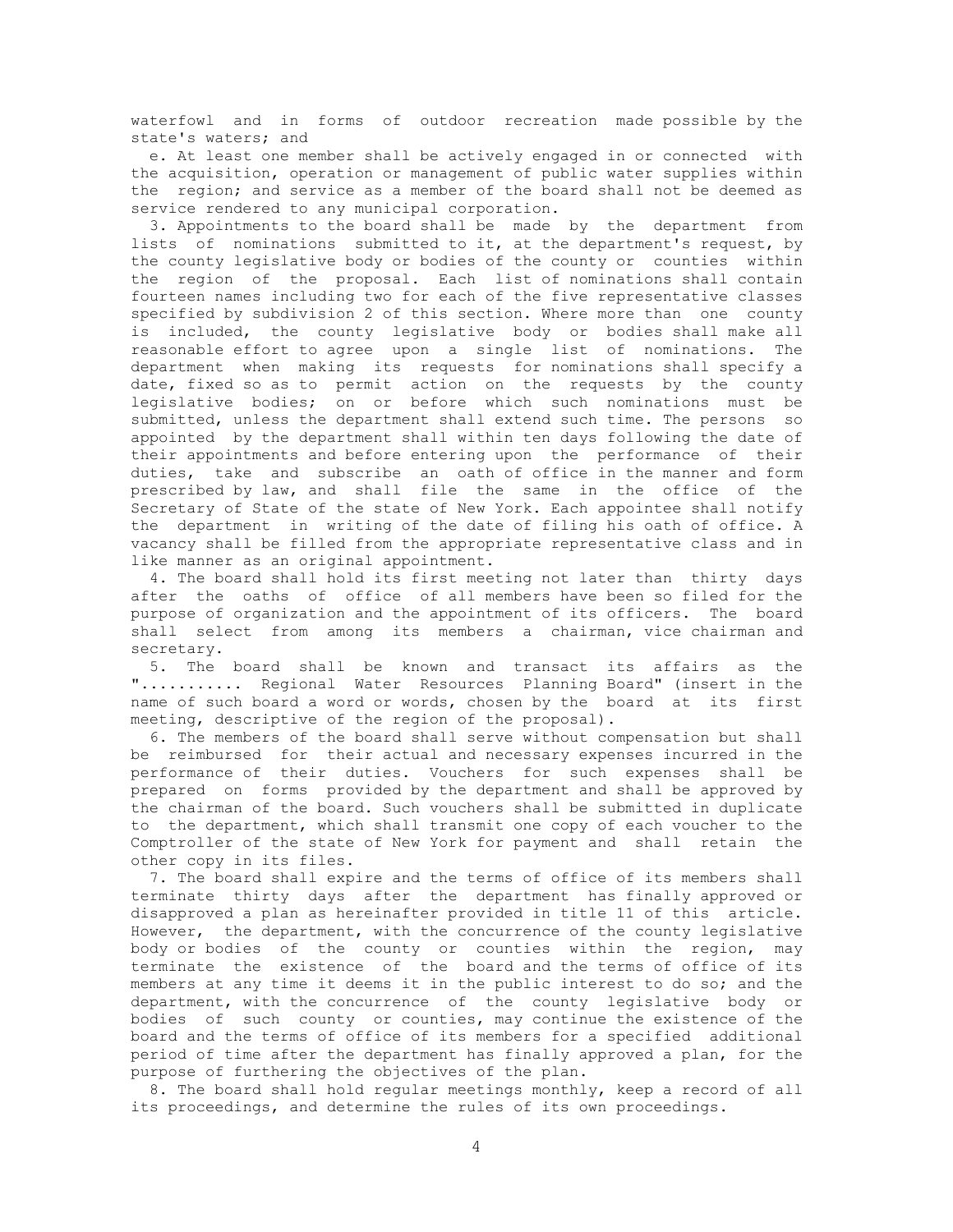waterfowl and in forms of outdoor recreation made possible by the state's waters; and

e. At least one member shall be actively engaged in or connected with the acquisition, operation or management of public water supplies within the region; and service as a member of the board shall not be deemed as service rendered to any municipal corporation.

3. Appointments to the board shall be made by the department from lists of nominations submitted to it, at the department's request, by the county legislative body or bodies of the county or counties within the region of the proposal. Each list of nominations shall contain fourteen names including two for each of the five representative classes specified by subdivision 2 of this section. Where more than one county is included, the county legislative body or bodies shall make all reasonable effort to agree upon a single list of nominations. The department when making its requests for nominations shall specify a date, fixed so as to permit action on the requests by the county legislative bodies; on or before which such nominations must be submitted, unless the department shall extend such time. The persons so appointed by the department shall within ten days following the date of their appointments and before entering upon the performance of their duties, take and subscribe an oath of office in the manner and form prescribed by law, and shall file the same in the office of the Secretary of State of the state of New York. Each appointee shall notify the department in writing of the date of filing his oath of office. A vacancy shall be filled from the appropriate representative class and in like manner as an original appointment.

4. The board shall hold its first meeting not later than thirty days after the oaths of office of all members have been so filed for the purpose of organization and the appointment of its officers. The board shall select from among its members a chairman, vice chairman and secretary.

5. The board shall be known and transact its affairs as the "........... Regional Water Resources Planning Board" (insert in the name of such board a word or words, chosen by the board at its first meeting, descriptive of the region of the proposal).

6. The members of the board shall serve without compensation but shall be reimbursed for their actual and necessary expenses incurred in the performance of their duties. Vouchers for such expenses shall be prepared on forms provided by the department and shall be approved by the chairman of the board. Such vouchers shall be submitted in duplicate to the department, which shall transmit one copy of each voucher to the Comptroller of the state of New York for payment and shall retain the other copy in its files.

7. The board shall expire and the terms of office of its members shall terminate thirty days after the department has finally approved or disapproved a plan as hereinafter provided in title 11 of this article. However, the department, with the concurrence of the county legislative body or bodies of the county or counties within the region, may terminate the existence of the board and the terms of office of its members at any time it deems it in the public interest to do so; and the department, with the concurrence of the county legislative body or bodies of such county or counties, may continue the existence of the board and the terms of office of its members for a specified additional period of time after the department has finally approved a plan, for the purpose of furthering the objectives of the plan.

8. The board shall hold regular meetings monthly, keep a record of all its proceedings, and determine the rules of its own proceedings.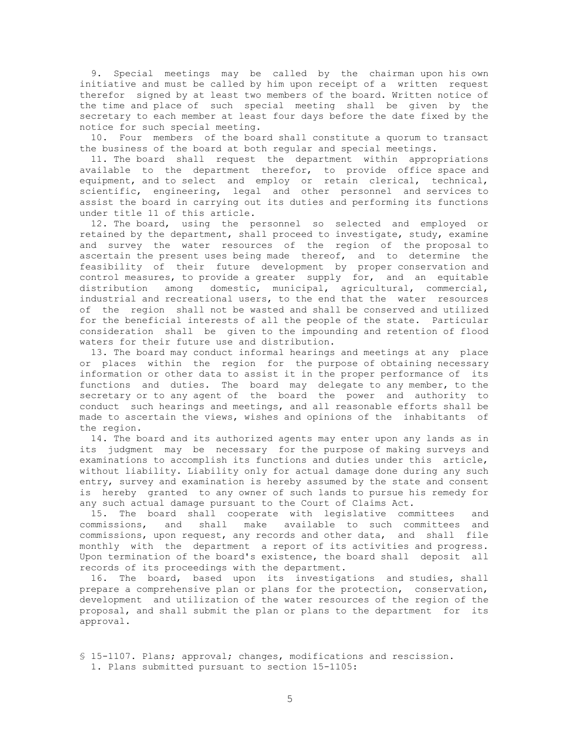9. Special meetings may be called by the chairman upon his own initiative and must be called by him upon receipt of a written request therefor signed by at least two members of the board. Written notice of the time and place of such special meeting shall be given by the secretary to each member at least four days before the date fixed by the notice for such special meeting.

10. Four members of the board shall constitute a quorum to transact the business of the board at both regular and special meetings.

11. The board shall request the department within appropriations available to the department therefor, to provide office space and equipment, and to select and employ or retain clerical, technical, scientific, engineering, legal and other personnel and services to assist the board in carrying out its duties and performing its functions under title 11 of this article.

12. The board, using the personnel so selected and employed or retained by the department, shall proceed to investigate, study, examine and survey the water resources of the region of the proposal to ascertain the present uses being made thereof, and to determine the feasibility of their future development by proper conservation and control measures, to provide a greater supply for, and an equitable distribution among domestic, municipal, agricultural, commercial, industrial and recreational users, to the end that the water resources of the region shall not be wasted and shall be conserved and utilized for the beneficial interests of all the people of the state. Particular consideration shall be given to the impounding and retention of flood waters for their future use and distribution.

13. The board may conduct informal hearings and meetings at any place or places within the region for the purpose of obtaining necessary information or other data to assist it in the proper performance of its functions and duties. The board may delegate to any member, to the secretary or to any agent of the board the power and authority to conduct such hearings and meetings, and all reasonable efforts shall be made to ascertain the views, wishes and opinions of the inhabitants of the region.

14. The board and its authorized agents may enter upon any lands as in its judgment may be necessary for the purpose of making surveys and examinations to accomplish its functions and duties under this article, without liability. Liability only for actual damage done during any such entry, survey and examination is hereby assumed by the state and consent is hereby granted to any owner of such lands to pursue his remedy for any such actual damage pursuant to the Court of Claims Act.

15. The board shall cooperate with legislative committees and commissions, and shall make available to such committees and commissions, upon request, any records and other data, and shall file monthly with the department a report of its activities and progress. Upon termination of the board's existence, the board shall deposit all records of its proceedings with the department.

16. The board, based upon its investigations and studies, shall prepare a comprehensive plan or plans for the protection, conservation, development and utilization of the water resources of the region of the proposal, and shall submit the plan or plans to the department for its approval.

§ 15-1107. Plans; approval; changes, modifications and rescission.

1. Plans submitted pursuant to section 15-1105: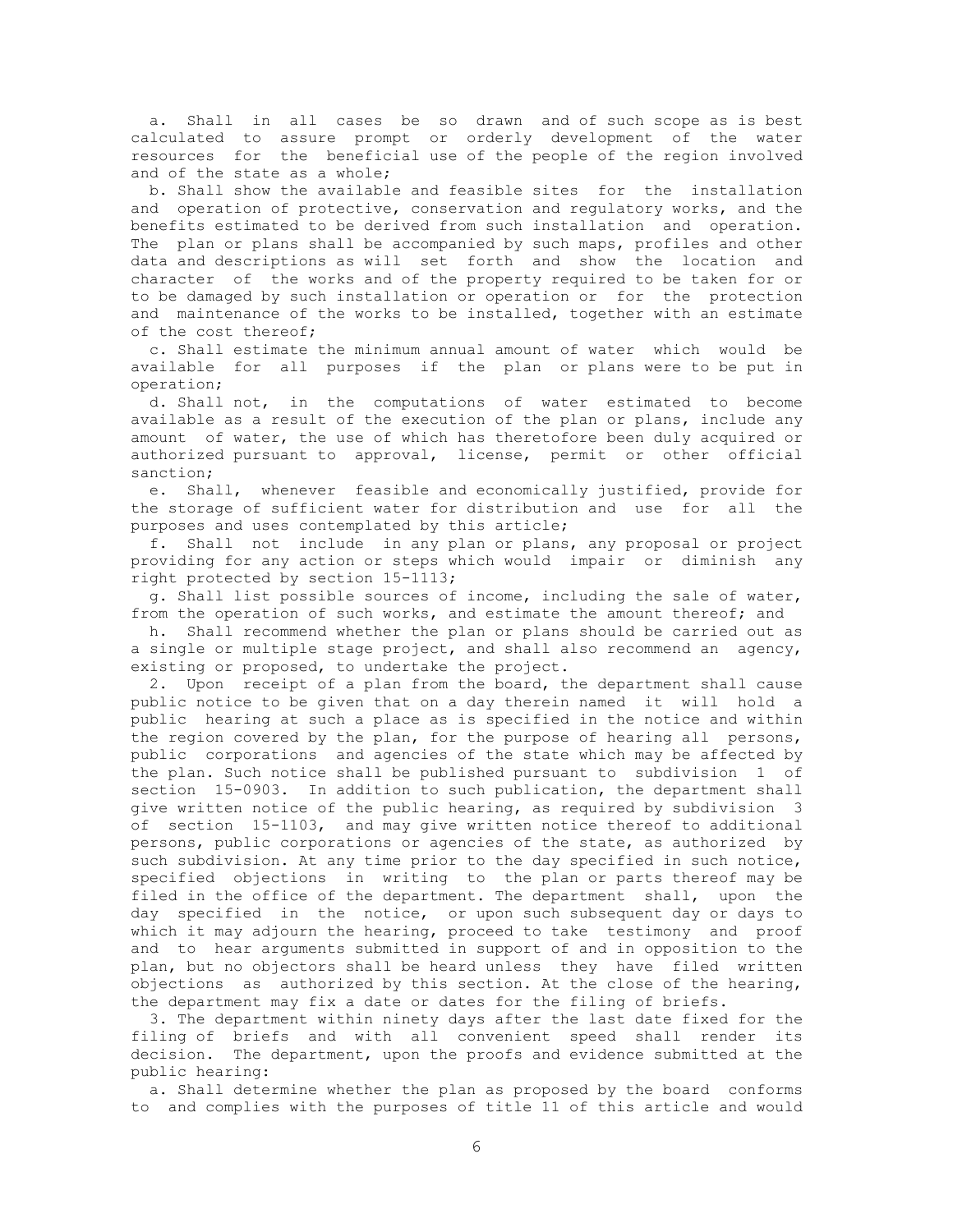a. Shall in all cases be so drawn and of such scope as is best calculated to assure prompt or orderly development of the water resources for the beneficial use of the people of the region involved and of the state as a whole;

b. Shall show the available and feasible sites for the installation and operation of protective, conservation and regulatory works, and the benefits estimated to be derived from such installation and operation. The plan or plans shall be accompanied by such maps, profiles and other data and descriptions as will set forth and show the location and character of the works and of the property required to be taken for or to be damaged by such installation or operation or for the protection and maintenance of the works to be installed, together with an estimate of the cost thereof;

c. Shall estimate the minimum annual amount of water which would be available for all purposes if the plan or plans were to be put in operation;

d. Shall not, in the computations of water estimated to become available as a result of the execution of the plan or plans, include any amount of water, the use of which has theretofore been duly acquired or authorized pursuant to approval, license, permit or other official sanction;

e. Shall, whenever feasible and economically justified, provide for the storage of sufficient water for distribution and use for all the purposes and uses contemplated by this article;

f. Shall not include in any plan or plans, any proposal or project providing for any action or steps which would impair or diminish any right protected by section 15-1113;

g. Shall list possible sources of income, including the sale of water, from the operation of such works, and estimate the amount thereof; and

h. Shall recommend whether the plan or plans should be carried out as a single or multiple stage project, and shall also recommend an agency, existing or proposed, to undertake the project.

2. Upon receipt of a plan from the board, the department shall cause public notice to be given that on a day therein named it will hold a public hearing at such a place as is specified in the notice and within the region covered by the plan, for the purpose of hearing all persons, public corporations and agencies of the state which may be affected by the plan. Such notice shall be published pursuant to subdivision 1 of section 15-0903. In addition to such publication, the department shall give written notice of the public hearing, as required by subdivision 3 of section 15-1103, and may give written notice thereof to additional persons, public corporations or agencies of the state, as authorized by such subdivision. At any time prior to the day specified in such notice, specified objections in writing to the plan or parts thereof may be filed in the office of the department. The department shall, upon the day specified in the notice, or upon such subsequent day or days to which it may adjourn the hearing, proceed to take testimony and proof and to hear arguments submitted in support of and in opposition to the plan, but no objectors shall be heard unless they have filed written objections as authorized by this section. At the close of the hearing, the department may fix a date or dates for the filing of briefs.

3. The department within ninety days after the last date fixed for the filing of briefs and with all convenient speed shall render its decision. The department, upon the proofs and evidence submitted at the public hearing:

a. Shall determine whether the plan as proposed by the board conforms to and complies with the purposes of title 11 of this article and would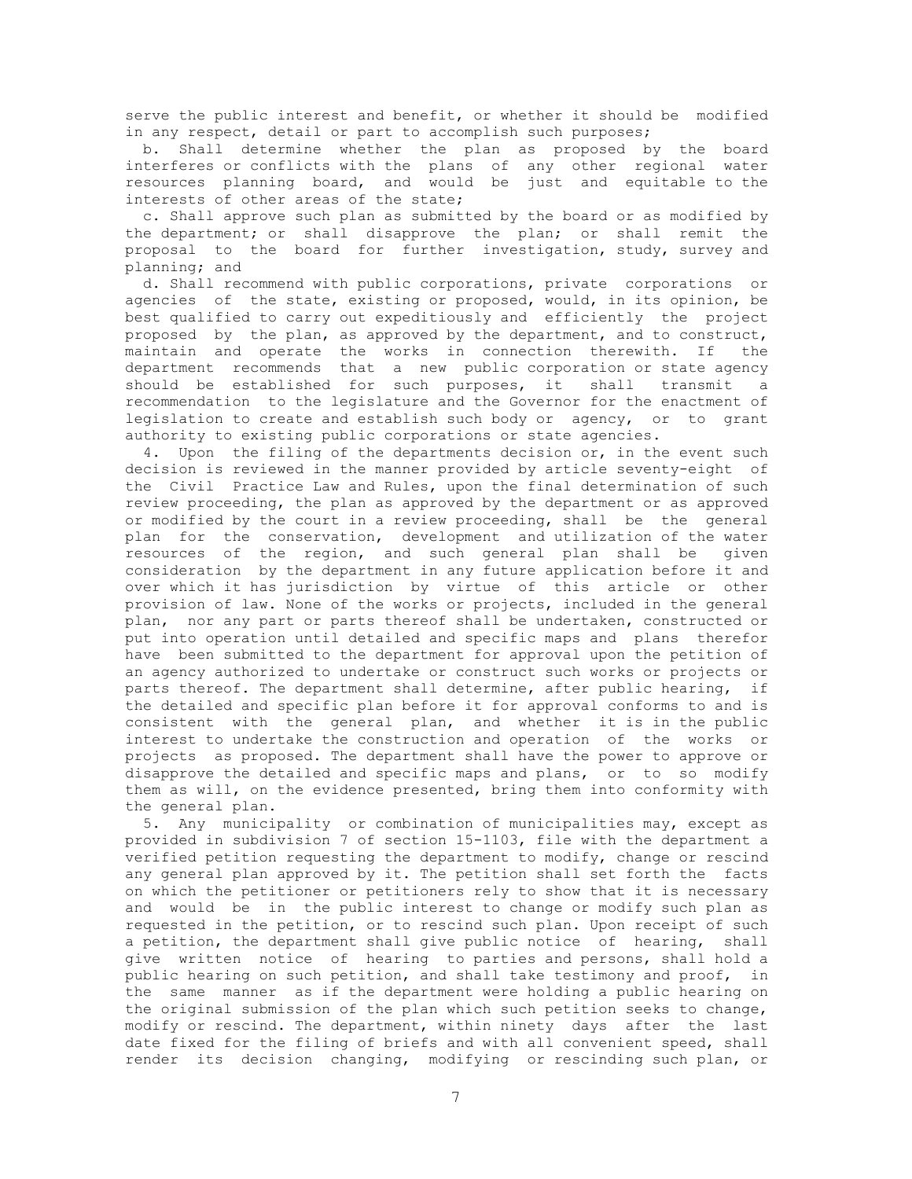serve the public interest and benefit, or whether it should be modified in any respect, detail or part to accomplish such purposes;

b. Shall determine whether the plan as proposed by the board interferes or conflicts with the plans of any other regional water resources planning board, and would be just and equitable to the interests of other areas of the state;

c. Shall approve such plan as submitted by the board or as modified by the department; or shall disapprove the plan; or shall remit the proposal to the board for further investigation, study, survey and planning; and

d. Shall recommend with public corporations, private corporations or agencies of the state, existing or proposed, would, in its opinion, be best qualified to carry out expeditiously and efficiently the project proposed by the plan, as approved by the department, and to construct, maintain and operate the works in connection therewith. If the department recommends that a new public corporation or state agency should be established for such purposes, it shall transmit a recommendation to the legislature and the Governor for the enactment of legislation to create and establish such body or agency, or to grant authority to existing public corporations or state agencies.

4. Upon the filing of the departments decision or, in the event such decision is reviewed in the manner provided by article seventy-eight of the Civil Practice Law and Rules, upon the final determination of such review proceeding, the plan as approved by the department or as approved or modified by the court in a review proceeding, shall be the general plan for the conservation, development and utilization of the water resources of the region, and such general plan shall be given consideration by the department in any future application before it and over which it has jurisdiction by virtue of this article or other provision of law. None of the works or projects, included in the general plan, nor any part or parts thereof shall be undertaken, constructed or put into operation until detailed and specific maps and plans therefor have been submitted to the department for approval upon the petition of an agency authorized to undertake or construct such works or projects or parts thereof. The department shall determine, after public hearing, if the detailed and specific plan before it for approval conforms to and is consistent with the general plan, and whether it is in the public interest to undertake the construction and operation of the works or projects as proposed. The department shall have the power to approve or disapprove the detailed and specific maps and plans, or to so modify them as will, on the evidence presented, bring them into conformity with the general plan.

5. Any municipality or combination of municipalities may, except as provided in subdivision 7 of section 15-1103, file with the department a verified petition requesting the department to modify, change or rescind any general plan approved by it. The petition shall set forth the facts on which the petitioner or petitioners rely to show that it is necessary and would be in the public interest to change or modify such plan as requested in the petition, or to rescind such plan. Upon receipt of such a petition, the department shall give public notice of hearing, shall give written notice of hearing to parties and persons, shall hold a public hearing on such petition, and shall take testimony and proof, in the same manner as if the department were holding a public hearing on the original submission of the plan which such petition seeks to change, modify or rescind. The department, within ninety days after the last date fixed for the filing of briefs and with all convenient speed, shall render its decision changing, modifying or rescinding such plan, or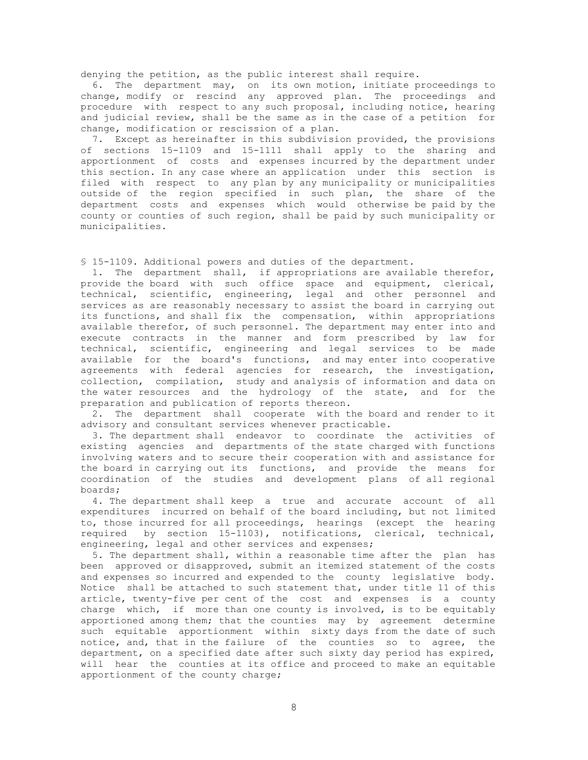denying the petition, as the public interest shall require.

6. The department may, on its own motion, initiate proceedings to change, modify or rescind any approved plan. The proceedings and procedure with respect to any such proposal, including notice, hearing and judicial review, shall be the same as in the case of a petition for change, modification or rescission of a plan.

7. Except as hereinafter in this subdivision provided, the provisions of sections 15-1109 and 15-1111 shall apply to the sharing and apportionment of costs and expenses incurred by the department under this section. In any case where an application under this section is filed with respect to any plan by any municipality or municipalities outside of the region specified in such plan, the share of the department costs and expenses which would otherwise be paid by the county or counties of such region, shall be paid by such municipality or municipalities.

§ 15-1109. Additional powers and duties of the department.

1. The department shall, if appropriations are available therefor, provide the board with such office space and equipment, clerical, technical, scientific, engineering, legal and other personnel and services as are reasonably necessary to assist the board in carrying out its functions, and shall fix the compensation, within appropriations available therefor, of such personnel. The department may enter into and execute contracts in the manner and form prescribed by law for technical, scientific, engineering and legal services to be made available for the board's functions, and may enter into cooperative agreements with federal agencies for research, the investigation, collection, compilation, study and analysis of information and data on the water resources and the hydrology of the state, and for the preparation and publication of reports thereon.

2. The department shall cooperate with the board and render to it advisory and consultant services whenever practicable.

3. The department shall endeavor to coordinate the activities of existing agencies and departments of the state charged with functions involving waters and to secure their cooperation with and assistance for the board in carrying out its functions, and provide the means for coordination of the studies and development plans of all regional boards;

4. The department shall keep a true and accurate account of all expenditures incurred on behalf of the board including, but not limited to, those incurred for all proceedings, hearings (except the hearing required by section 15-1103), notifications, clerical, technical, engineering, legal and other services and expenses;

5. The department shall, within a reasonable time after the plan has been approved or disapproved, submit an itemized statement of the costs and expenses so incurred and expended to the county legislative body. Notice shall be attached to such statement that, under title 11 of this article, twenty-five per cent of the cost and expenses is a county charge which, if more than one county is involved, is to be equitably apportioned among them; that the counties may by agreement determine such equitable apportionment within sixty days from the date of such notice, and, that in the failure of the counties so to agree, the department, on a specified date after such sixty day period has expired, will hear the counties at its office and proceed to make an equitable apportionment of the county charge;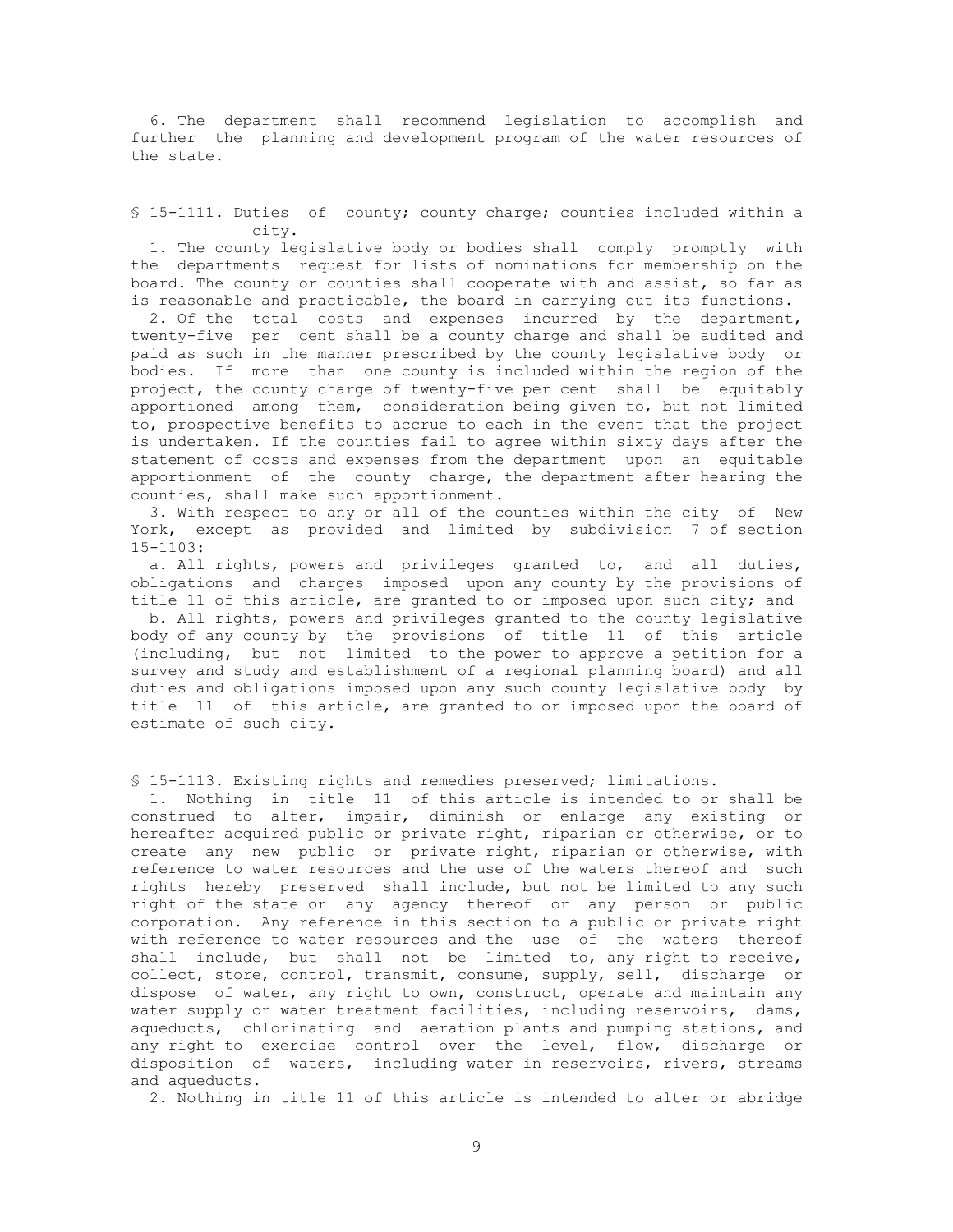6. The department shall recommend legislation to accomplish and further the planning and development program of the water resources of the state.

§ 15-1111. Duties of county; county charge; counties included within a city.

1. The county legislative body or bodies shall comply promptly with the departments request for lists of nominations for membership on the board. The county or counties shall cooperate with and assist, so far as is reasonable and practicable, the board in carrying out its functions.

2. Of the total costs and expenses incurred by the department, twenty-five per cent shall be a county charge and shall be audited and paid as such in the manner prescribed by the county legislative body or bodies. If more than one county is included within the region of the project, the county charge of twenty-five per cent shall be equitably apportioned among them, consideration being given to, but not limited to, prospective benefits to accrue to each in the event that the project is undertaken. If the counties fail to agree within sixty days after the statement of costs and expenses from the department upon an equitable apportionment of the county charge, the department after hearing the counties, shall make such apportionment.

3. With respect to any or all of the counties within the city of New York, except as provided and limited by subdivision 7 of section 15-1103:

a. All rights, powers and privileges granted to, and all duties, obligations and charges imposed upon any county by the provisions of title 11 of this article, are granted to or imposed upon such city; and

b. All rights, powers and privileges granted to the county legislative body of any county by the provisions of title 11 of this article (including, but not limited to the power to approve a petition for a survey and study and establishment of a regional planning board) and all duties and obligations imposed upon any such county legislative body by title 11 of this article, are granted to or imposed upon the board of estimate of such city.

§ 15-1113. Existing rights and remedies preserved; limitations.

1. Nothing in title 11 of this article is intended to or shall be construed to alter, impair, diminish or enlarge any existing or hereafter acquired public or private right, riparian or otherwise, or to create any new public or private right, riparian or otherwise, with reference to water resources and the use of the waters thereof and such rights hereby preserved shall include, but not be limited to any such right of the state or any agency thereof or any person or public corporation. Any reference in this section to a public or private right with reference to water resources and the use of the waters thereof shall include, but shall not be limited to, any right to receive, collect, store, control, transmit, consume, supply, sell, discharge or dispose of water, any right to own, construct, operate and maintain any water supply or water treatment facilities, including reservoirs, dams, aqueducts, chlorinating and aeration plants and pumping stations, and any right to exercise control over the level, flow, discharge or disposition of waters, including water in reservoirs, rivers, streams and aqueducts.

2. Nothing in title 11 of this article is intended to alter or abridge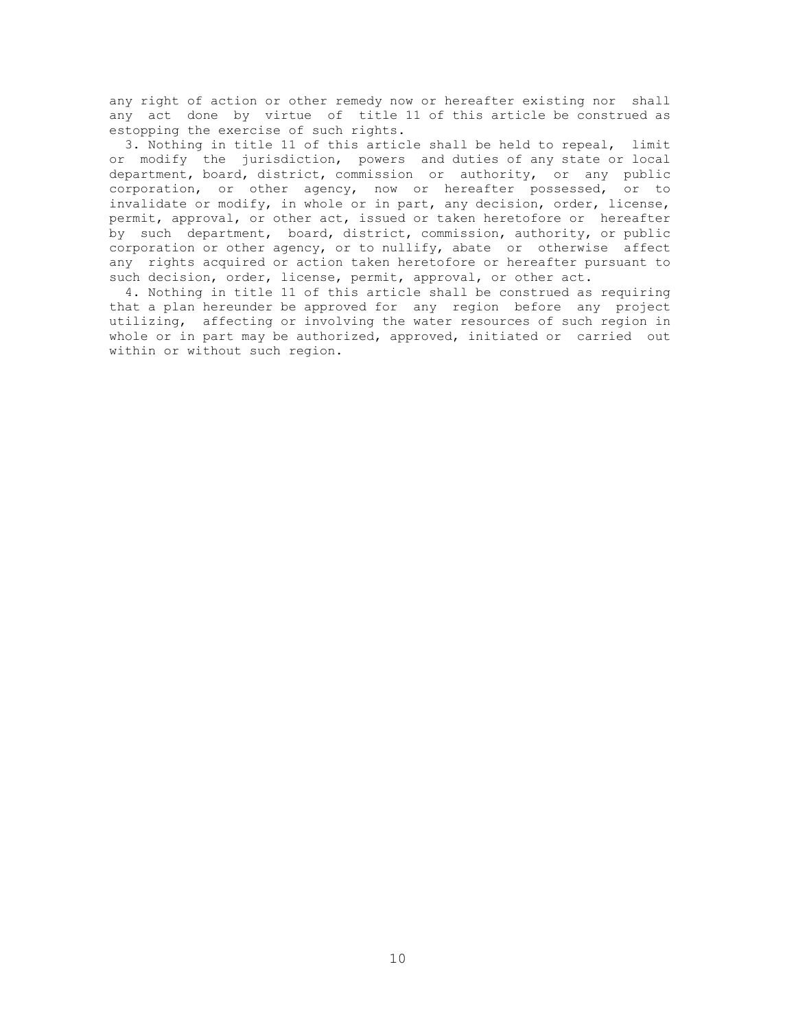any right of action or other remedy now or hereafter existing nor shall any act done by virtue of title 11 of this article be construed as estopping the exercise of such rights.

3. Nothing in title 11 of this article shall be held to repeal, limit or modify the jurisdiction, powers and duties of any state or local department, board, district, commission or authority, or any public corporation, or other agency, now or hereafter possessed, or to invalidate or modify, in whole or in part, any decision, order, license, permit, approval, or other act, issued or taken heretofore or hereafter by such department, board, district, commission, authority, or public corporation or other agency, or to nullify, abate or otherwise affect any rights acquired or action taken heretofore or hereafter pursuant to such decision, order, license, permit, approval, or other act.

4. Nothing in title 11 of this article shall be construed as requiring that a plan hereunder be approved for any region before any project utilizing, affecting or involving the water resources of such region in whole or in part may be authorized, approved, initiated or carried out within or without such region.